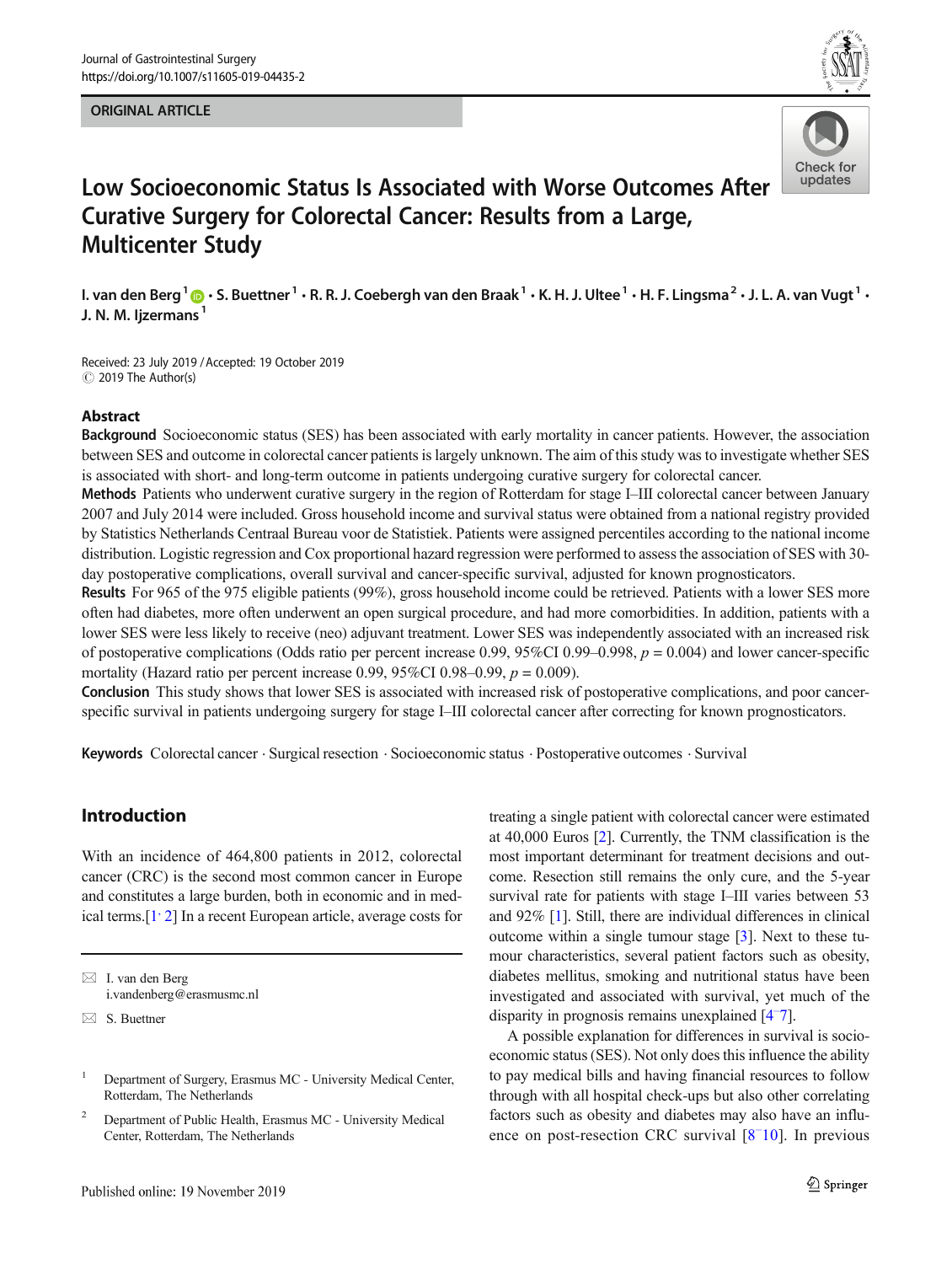ORIGINAL ARTICLE

# Low Socioeconomic Status Is Associated with Worse Outcomes After Curative Surgery for Colorectal Cancer: Results from a Large, Multicenter Study

I. van den Berg[1] · S. Buettner[1] · R. R. J. Coebergh van den Braak[1] · K. H. J. Ultee[1] · H. F. Lingsma[2] · J. L. A. van Vugt[1] · J. N. M. Ijzermans[1]

Received: 23 July 2019 / Accepted: 19 October 2019
© 2019 The Author(s)

## Abstract

**Background** Socioeconomic status (SES) has been associated with early mortality in cancer patients. However, the association between SES and outcome in colorectal cancer patients is largely unknown. The aim of this study was to investigate whether SES is associated with short- and long-term outcome in patients undergoing curative surgery for colorectal cancer.

**Methods** Patients who underwent curative surgery in the region of Rotterdam for stage I–III colorectal cancer between January 2007 and July 2014 were included. Gross household income and survival status were obtained from a national registry provided by Statistics Netherlands Centraal Bureau voor de Statistiek. Patients were assigned percentiles according to the national income distribution. Logistic regression and Cox proportional hazard regression were performed to assess the association of SES with 30-day postoperative complications, overall survival and cancer-specific survival, adjusted for known prognosticators.

**Results** For 965 of the 975 eligible patients (99%), gross household income could be retrieved. Patients with a lower SES more often had diabetes, more often underwent an open surgical procedure, and had more comorbidities. In addition, patients with a lower SES were less likely to receive (neo) adjuvant treatment. Lower SES was independently associated with an increased risk of postoperative complications (Odds ratio per percent increase 0.99, 95%CI 0.99–0.998, $p = 0.004$) and lower cancer-specific mortality (Hazard ratio per percent increase 0.99, 95%CI 0.98–0.99, $p = 0.009$).

**Conclusion** This study shows that lower SES is associated with increased risk of postoperative complications, and poor cancer-specific survival in patients undergoing surgery for stage I–III colorectal cancer after correcting for known prognosticators.

**Keywords** Colorectal cancer · Surgical resection · Socioeconomic status · Postoperative outcomes · Survival

## Introduction

With an incidence of 464,800 patients in 2012, colorectal cancer (CRC) is the second most common cancer in Europe and constitutes a large burden, both in economic and in medical terms.[1, 2] In a recent European article, average costs for treating a single patient with colorectal cancer were estimated at 40,000 Euros [2]. Currently, the TNM classification is the most important determinant for treatment decisions and outcome. Resection still remains the only cure, and the 5-year survival rate for patients with stage I–III varies between 53 and 92% [1]. Still, there are individual differences in clinical outcome within a single tumour stage [3]. Next to these tumour characteristics, several patient factors such as obesity, diabetes mellitus, smoking and nutritional status have been investigated and associated with survival, yet much of the disparity in prognosis remains unexplained [4–7].

A possible explanation for differences in survival is socioeconomic status (SES). Not only does this influence the ability to pay medical bills and having financial resources to follow through with all hospital check-ups but also other correlating factors such as obesity and diabetes may also have an influence on post-resection CRC survival [8–10]. In previous

✉ I. van den Berg
i.vandenberg@erasmusmc.nl

✉ S. Buettner

[1] Department of Surgery, Erasmus MC - University Medical Center, Rotterdam, The Netherlands

[2] Department of Public Health, Erasmus MC - University Medical Center, Rotterdam, The Netherlands

Published online: 19 November 2019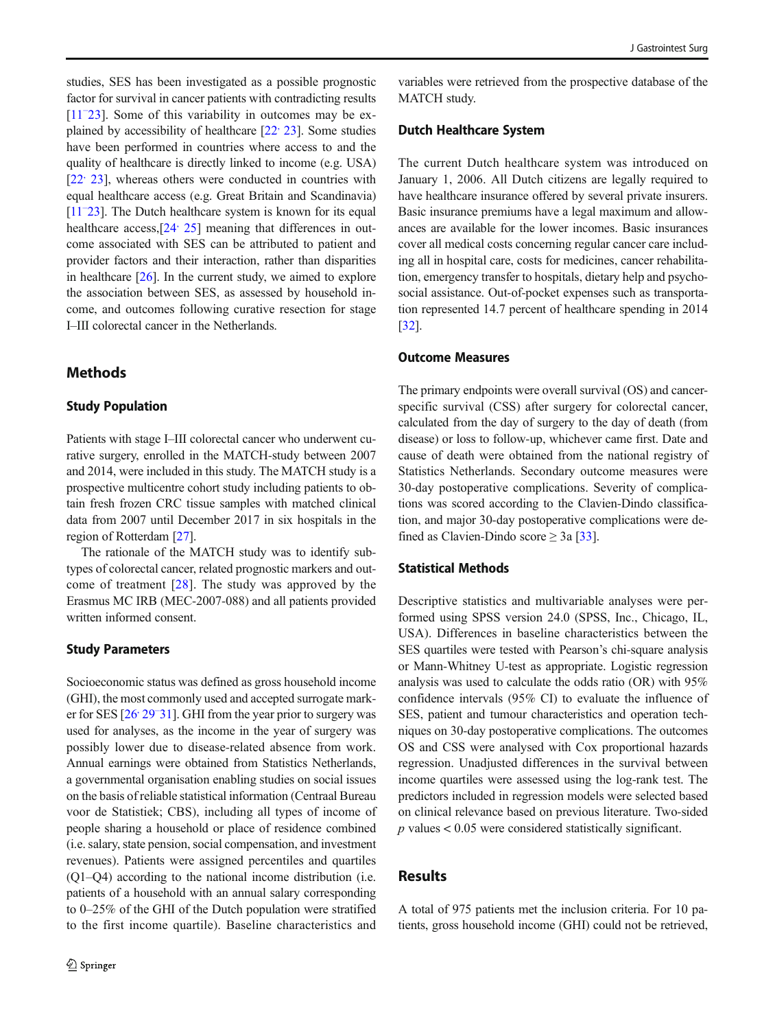studies, SES has been investigated as a possible prognostic factor for survival in cancer patients with contradicting results [11–23]. Some of this variability in outcomes may be explained by accessibility of healthcare [22, 23]. Some studies have been performed in countries where access to and the quality of healthcare is directly linked to income (e.g. USA) [22, 23], whereas others were conducted in countries with equal healthcare access (e.g. Great Britain and Scandinavia) [11–23]. The Dutch healthcare system is known for its equal healthcare access,[24, 25] meaning that differences in outcome associated with SES can be attributed to patient and provider factors and their interaction, rather than disparities in healthcare [26]. In the current study, we aimed to explore the association between SES, as assessed by household income, and outcomes following curative resection for stage I–III colorectal cancer in the Netherlands.

## Methods

### Study Population

Patients with stage I–III colorectal cancer who underwent curative surgery, enrolled in the MATCH-study between 2007 and 2014, were included in this study. The MATCH study is a prospective multicentre cohort study including patients to obtain fresh frozen CRC tissue samples with matched clinical data from 2007 until December 2017 in six hospitals in the region of Rotterdam [27].

The rationale of the MATCH study was to identify subtypes of colorectal cancer, related prognostic markers and outcome of treatment [28]. The study was approved by the Erasmus MC IRB (MEC-2007-088) and all patients provided written informed consent.

### Study Parameters

Socioeconomic status was defined as gross household income (GHI), the most commonly used and accepted surrogate marker for SES [26, 29–31]. GHI from the year prior to surgery was used for analyses, as the income in the year of surgery was possibly lower due to disease-related absence from work. Annual earnings were obtained from Statistics Netherlands, a governmental organisation enabling studies on social issues on the basis of reliable statistical information (Centraal Bureau voor de Statistiek; CBS), including all types of income of people sharing a household or place of residence combined (i.e. salary, state pension, social compensation, and investment revenues). Patients were assigned percentiles and quartiles (Q1–Q4) according to the national income distribution (i.e. patients of a household with an annual salary corresponding to 0–25% of the GHI of the Dutch population were stratified to the first income quartile). Baseline characteristics and variables were retrieved from the prospective database of the MATCH study.

### Dutch Healthcare System

The current Dutch healthcare system was introduced on January 1, 2006. All Dutch citizens are legally required to have healthcare insurance offered by several private insurers. Basic insurance premiums have a legal maximum and allowances are available for the lower incomes. Basic insurances cover all medical costs concerning regular cancer care including all in hospital care, costs for medicines, cancer rehabilitation, emergency transfer to hospitals, dietary help and psychosocial assistance. Out-of-pocket expenses such as transportation represented 14.7 percent of healthcare spending in 2014 [32].

### Outcome Measures

The primary endpoints were overall survival (OS) and cancer-specific survival (CSS) after surgery for colorectal cancer, calculated from the day of surgery to the day of death (from disease) or loss to follow-up, whichever came first. Date and cause of death were obtained from the national registry of Statistics Netherlands. Secondary outcome measures were 30-day postoperative complications. Severity of complications was scored according to the Clavien-Dindo classification, and major 30-day postoperative complications were defined as Clavien-Dindo score ≥ 3a [33].

### Statistical Methods

Descriptive statistics and multivariable analyses were performed using SPSS version 24.0 (SPSS, Inc., Chicago, IL, USA). Differences in baseline characteristics between the SES quartiles were tested with Pearson's chi-square analysis or Mann-Whitney U-test as appropriate. Logistic regression analysis was used to calculate the odds ratio (OR) with 95% confidence intervals (95% CI) to evaluate the influence of SES, patient and tumour characteristics and operation techniques on 30-day postoperative complications. The outcomes OS and CSS were analysed with Cox proportional hazards regression. Unadjusted differences in the survival between income quartiles were assessed using the log-rank test. The predictors included in regression models were selected based on clinical relevance based on previous literature. Two-sided $p$ values < 0.05 were considered statistically significant.

## Results

A total of 975 patients met the inclusion criteria. For 10 patients, gross household income (GHI) could not be retrieved,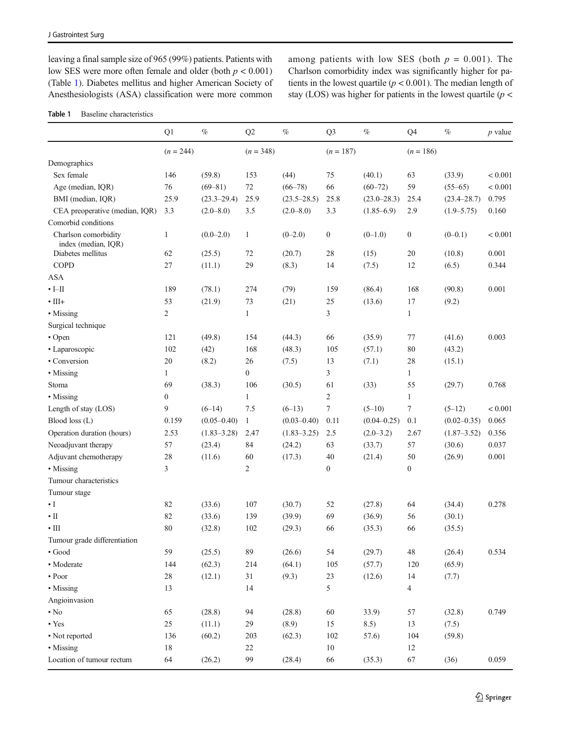leaving a final sample size of 965 (99%) patients. Patients with low SES were more often female and older (both $p < 0.001$) (Table 1). Diabetes mellitus and higher American Society of Anesthesiologists (ASA) classification were more common among patients with low SES (both $p = 0.001$). The Charlson comorbidity index was significantly higher for patients in the lowest quartile ($p < 0.001$). The median length of stay (LOS) was higher for patients in the lowest quartile ($p <$

**Table 1** Baseline characteristics

| | Q1 | % | Q2 | % | Q3 | % | Q4 | % | p value |
|---|---|---|---|---|---|---|---|---|---|
| | (n = 244) | | (n = 348) | | (n = 187) | | (n = 186) | | |
| Demographics | | | | | | | | | |
| Sex female | 146 | (59.8) | 153 | (44) | 75 | (40.1) | 63 | (33.9) | < 0.001 |
| Age (median, IQR) | 76 | (69–81) | 72 | (66–78) | 66 | (60–72) | 59 | (55–65) | < 0.001 |
| BMI (median, IQR) | 25.9 | (23.3–29.4) | 25.9 | (23.5–28.5) | 25.8 | (23.0–28.3) | 25.4 | (23.4–28.7) | 0.795 |
| CEA preoperative (median, IQR) | 3.3 | (2.0–8.0) | 3.5 | (2.0–8.0) | 3.3 | (1.85–6.9) | 2.9 | (1.9–5.75) | 0.160 |
| Comorbid conditions | | | | | | | | | |
| Charlson comorbidity index (median, IQR) | 1 | (0.0–2.0) | 1 | (0–2.0) | 0 | (0–1.0) | 0 | (0–0.1) | < 0.001 |
| Diabetes mellitus | 62 | (25.5) | 72 | (20.7) | 28 | (15) | 20 | (10.8) | 0.001 |
| COPD | 27 | (11.1) | 29 | (8.3) | 14 | (7.5) | 12 | (6.5) | 0.344 |
| ASA | | | | | | | | | |
| • I–II | 189 | (78.1) | 274 | (79) | 159 | (86.4) | 168 | (90.8) | 0.001 |
| • III+ | 53 | (21.9) | 73 | (21) | 25 | (13.6) | 17 | (9.2) | |
| • Missing | 2 | | 1 | | 3 | | 1 | | |
| Surgical technique | | | | | | | | | |
| • Open | 121 | (49.8) | 154 | (44.3) | 66 | (35.9) | 77 | (41.6) | 0.003 |
| • Laparoscopic | 102 | (42) | 168 | (48.3) | 105 | (57.1) | 80 | (43.2) | |
| • Conversion | 20 | (8.2) | 26 | (7.5) | 13 | (7.1) | 28 | (15.1) | |
| • Missing | 1 | | 0 | | 3 | | 1 | | |
| Stoma | 69 | (38.3) | 106 | (30.5) | 61 | (33) | 55 | (29.7) | 0.768 |
| • Missing | 0 | | 1 | | 2 | | 1 | | |
| Length of stay (LOS) | 9 | (6–14) | 7.5 | (6–13) | 7 | (5–10) | 7 | (5–12) | < 0.001 |
| Blood loss (L) | 0.159 | (0.05–0.40) | 1 | (0.03–0.40) | 0.11 | (0.04–0.25) | 0.1 | (0.02–0.35) | 0.065 |
| Operation duration (hours) | 2.53 | (1.83–3.28) | 2.47 | (1.83–3.25) | 2.5 | (2.0–3.2) | 2.67 | (1.87–3.52) | 0.356 |
| Neoadjuvant therapy | 57 | (23.4) | 84 | (24.2) | 63 | (33.7) | 57 | (30.6) | 0.037 |
| Adjuvant chemotherapy | 28 | (11.6) | 60 | (17.3) | 40 | (21.4) | 50 | (26.9) | 0.001 |
| • Missing | 3 | | 2 | | 0 | | 0 | | |
| Tumour characteristics | | | | | | | | | |
| Tumour stage | | | | | | | | | |
| • I | 82 | (33.6) | 107 | (30.7) | 52 | (27.8) | 64 | (34.4) | 0.278 |
| • II | 82 | (33.6) | 139 | (39.9) | 69 | (36.9) | 56 | (30.1) | |
| • III | 80 | (32.8) | 102 | (29.3) | 66 | (35.3) | 66 | (35.5) | |
| Tumour grade differentiation | | | | | | | | | |
| • Good | 59 | (25.5) | 89 | (26.6) | 54 | (29.7) | 48 | (26.4) | 0.534 |
| • Moderate | 144 | (62.3) | 214 | (64.1) | 105 | (57.7) | 120 | (65.9) | |
| • Poor | 28 | (12.1) | 31 | (9.3) | 23 | (12.6) | 14 | (7.7) | |
| • Missing | 13 | | 14 | | 5 | | 4 | | |
| Angioinvasion | | | | | | | | | |
| • No | 65 | (28.8) | 94 | (28.8) | 60 | 33.9) | 57 | (32.8) | 0.749 |
| • Yes | 25 | (11.1) | 29 | (8.9) | 15 | 8.5) | 13 | (7.5) | |
| • Not reported | 136 | (60.2) | 203 | (62.3) | 102 | 57.6) | 104 | (59.8) | |
| • Missing | 18 | | 22 | | 10 | | 12 | | |
| Location of tumour rectum | 64 | (26.2) | 99 | (28.4) | 66 | (35.3) | 67 | (36) | 0.059 |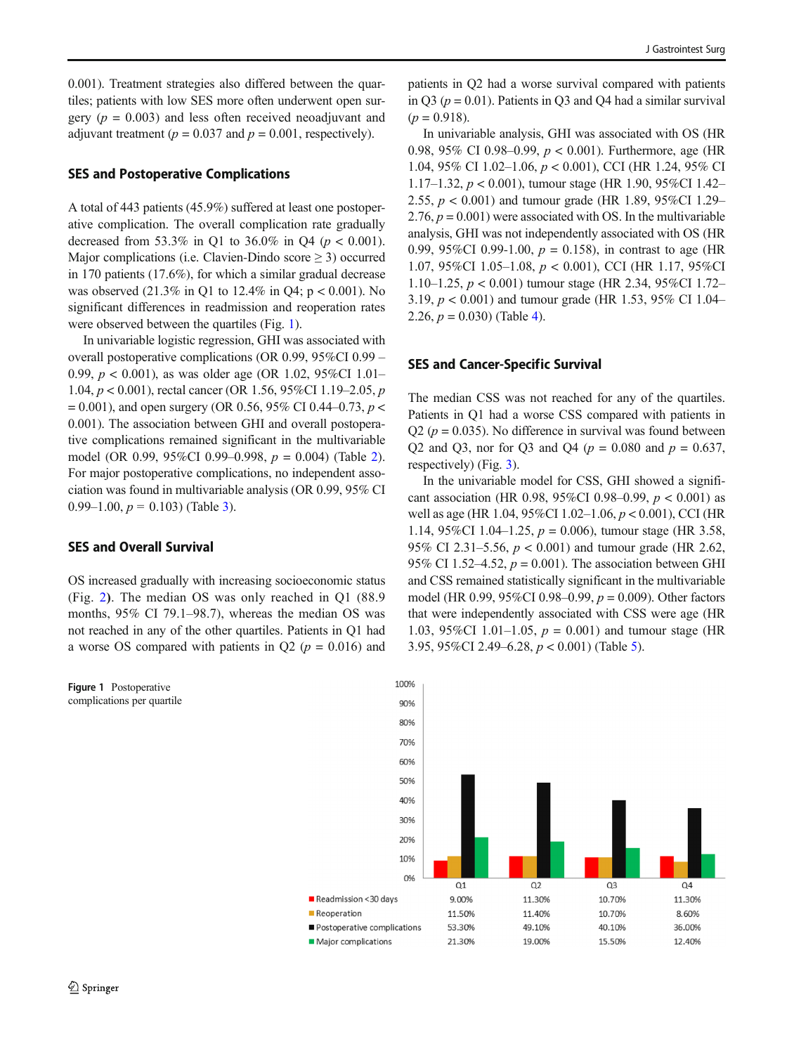0.001). Treatment strategies also differed between the quartiles; patients with low SES more often underwent open surgery ($p$ = 0.003) and less often received neoadjuvant and adjuvant treatment ($p$ = 0.037 and $p$ = 0.001, respectively).

## SES and Postoperative Complications

A total of 443 patients (45.9%) suffered at least one postoperative complication. The overall complication rate gradually decreased from 53.3% in Q1 to 36.0% in Q4 ($p < 0.001$). Major complications (i.e. Clavien-Dindo score ≥ 3) occurred in 170 patients (17.6%), for which a similar gradual decrease was observed (21.3% in Q1 to 12.4% in Q4; $p < 0.001$). No significant differences in readmission and reoperation rates were observed between the quartiles (Fig. 1).

In univariable logistic regression, GHI was associated with overall postoperative complications (OR 0.99, 95%CI 0.99 – 0.99, $p < 0.001$), as was older age (OR 1.02, 95%CI 1.01–1.04, $p < 0.001$), rectal cancer (OR 1.56, 95%CI 1.19–2.05, $p$ = 0.001), and open surgery (OR 0.56, 95% CI 0.44–0.73, $p < 0.001$). The association between GHI and overall postoperative complications remained significant in the multivariable model (OR 0.99, 95%CI 0.99–0.998, $p$ = 0.004) (Table 2). For major postoperative complications, no independent association was found in multivariable analysis (OR 0.99, 95% CI 0.99–1.00, $p$ = 0.103) (Table 3).

## SES and Overall Survival

OS increased gradually with increasing socioeconomic status (Fig. 2). The median OS was only reached in Q1 (88.9 months, 95% CI 79.1–98.7), whereas the median OS was not reached in any of the other quartiles. Patients in Q1 had a worse OS compared with patients in Q2 ($p$ = 0.016) and patients in Q2 had a worse survival compared with patients in Q3 ($p$ = 0.01). Patients in Q3 and Q4 had a similar survival ($p$ = 0.918).

In univariable analysis, GHI was associated with OS (HR 0.98, 95% CI 0.98–0.99, $p < 0.001$). Furthermore, age (HR 1.04, 95% CI 1.02–1.06, $p < 0.001$), CCI (HR 1.24, 95% CI 1.17–1.32, $p < 0.001$), tumour stage (HR 1.90, 95%CI 1.42–2.55, $p < 0.001$) and tumour grade (HR 1.89, 95%CI 1.29–2.76, $p$ = 0.001) were associated with OS. In the multivariable analysis, GHI was not independently associated with OS (HR 0.99, 95%CI 0.99-1.00, $p$ = 0.158), in contrast to age (HR 1.07, 95%CI 1.05–1.08, $p < 0.001$), CCI (HR 1.17, 95%CI 1.10–1.25, $p < 0.001$) tumour stage (HR 2.34, 95%CI 1.72–3.19, $p < 0.001$) and tumour grade (HR 1.53, 95% CI 1.04–2.26, $p$ = 0.030) (Table 4).

## SES and Cancer-Specific Survival

The median CSS was not reached for any of the quartiles. Patients in Q1 had a worse CSS compared with patients in Q2 ($p$ = 0.035). No difference in survival was found between Q2 and Q3, nor for Q3 and Q4 ($p$ = 0.080 and $p$ = 0.637, respectively) (Fig. 3).

In the univariable model for CSS, GHI showed a significant association (HR 0.98, 95%CI 0.98–0.99, $p < 0.001$) as well as age (HR 1.04, 95%CI 1.02–1.06, $p < 0.001$), CCI (HR 1.14, 95%CI 1.04–1.25, $p$ = 0.006), tumour stage (HR 3.58, 95% CI 2.31–5.56, $p < 0.001$) and tumour grade (HR 2.62, 95% CI 1.52–4.52, $p$ = 0.001). The association between GHI and CSS remained statistically significant in the multivariable model (HR 0.99, 95%CI 0.98–0.99, $p$ = 0.009). Other factors that were independently associated with CSS were age (HR 1.03, 95%CI 1.01–1.05, $p$ = 0.001) and tumour stage (HR 3.95, 95%CI 2.49–6.28, $p < 0.001$) (Table 5).

| | Q1 | Q2 | Q3 | Q4 |
|---|---|---|---|---|
| Readmission <30 days | 9.00% | 11.30% | 10.70% | 11.30% |
| Reoperation | 11.50% | 11.40% | 10.70% | 8.60% |
| Postoperative complications | 53.30% | 49.10% | 40.10% | 36.00% |
| Major complications | 21.30% | 19.00% | 15.50% | 12.40% |

**Figure 1** Postoperative complications per quartile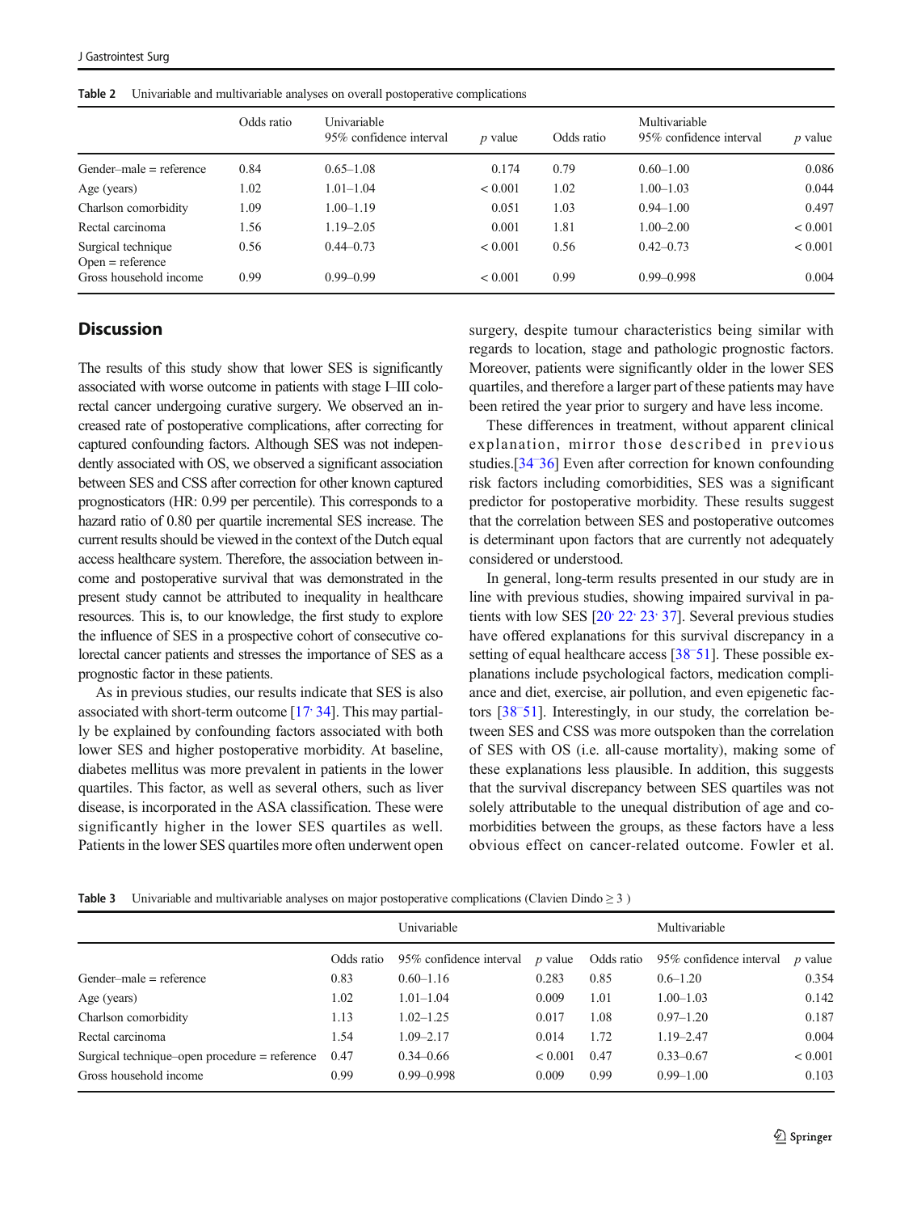**Table 2** Univariable and multivariable analyses on overall postoperative complications

| | Univariable | | | Multivariable | | |
|---|---|---|---|---|---|---|
| | Odds ratio | 95% confidence interval | *p* value | Odds ratio | 95% confidence interval | *p* value |
| Gender–male = reference | 0.84 | 0.65–1.08 | 0.174 | 0.79 | 0.60–1.00 | 0.086 |
| Age (years) | 1.02 | 1.01–1.04 | < 0.001 | 1.02 | 1.00–1.03 | 0.044 |
| Charlson comorbidity | 1.09 | 1.00–1.19 | 0.051 | 1.03 | 0.94–1.00 | 0.497 |
| Rectal carcinoma | 1.56 | 1.19–2.05 | 0.001 | 1.81 | 1.00–2.00 | < 0.001 |
| Surgical technique Open = reference | 0.56 | 0.44–0.73 | < 0.001 | 0.56 | 0.42–0.73 | < 0.001 |
| Gross household income | 0.99 | 0.99–0.99 | < 0.001 | 0.99 | 0.99–0.998 | 0.004 |

## Discussion

The results of this study show that lower SES is significantly associated with worse outcome in patients with stage I–III colorectal cancer undergoing curative surgery. We observed an increased rate of postoperative complications, after correcting for captured confounding factors. Although SES was not independently associated with OS, we observed a significant association between SES and CSS after correction for other known captured prognosticators (HR: 0.99 per percentile). This corresponds to a hazard ratio of 0.80 per quartile incremental SES increase. The current results should be viewed in the context of the Dutch equal access healthcare system. Therefore, the association between income and postoperative survival that was demonstrated in the present study cannot be attributed to inequality in healthcare resources. This is, to our knowledge, the first study to explore the influence of SES in a prospective cohort of consecutive colorectal cancer patients and stresses the importance of SES as a prognostic factor in these patients.

As in previous studies, our results indicate that SES is also associated with short-term outcome [17, 34]. This may partially be explained by confounding factors associated with both lower SES and higher postoperative morbidity. At baseline, diabetes mellitus was more prevalent in patients in the lower quartiles. This factor, as well as several others, such as liver disease, is incorporated in the ASA classification. These were significantly higher in the lower SES quartiles as well. Patients in the lower SES quartiles more often underwent open surgery, despite tumour characteristics being similar with regards to location, stage and pathologic prognostic factors. Moreover, patients were significantly older in the lower SES quartiles, and therefore a larger part of these patients may have been retired the year prior to surgery and have less income.

These differences in treatment, without apparent clinical explanation, mirror those described in previous studies.[34–36] Even after correction for known confounding risk factors including comorbidities, SES was a significant predictor for postoperative morbidity. These results suggest that the correlation between SES and postoperative outcomes is determinant upon factors that are currently not adequately considered or understood.

In general, long-term results presented in our study are in line with previous studies, showing impaired survival in patients with low SES [20, 22, 23, 37]. Several previous studies have offered explanations for this survival discrepancy in a setting of equal healthcare access [38–51]. These possible explanations include psychological factors, medication compliance and diet, exercise, air pollution, and even epigenetic factors [38–51]. Interestingly, in our study, the correlation between SES and CSS was more outspoken than the correlation of SES with OS (i.e. all-cause mortality), making some of these explanations less plausible. In addition, this suggests that the survival discrepancy between SES quartiles was not solely attributable to the unequal distribution of age and comorbidities between the groups, as these factors have a less obvious effect on cancer-related outcome. Fowler et al.

**Table 3** Univariable and multivariable analyses on major postoperative complications (Clavien Dindo ≥ 3 )

| | Univariable | | | Multivariable | | |
|---|---|---|---|---|---|---|
| | Odds ratio | 95% confidence interval | *p* value | Odds ratio | 95% confidence interval | *p* value |
| Gender–male = reference | 0.83 | 0.60–1.16 | 0.283 | 0.85 | 0.6–1.20 | 0.354 |
| Age (years) | 1.02 | 1.01–1.04 | 0.009 | 1.01 | 1.00–1.03 | 0.142 |
| Charlson comorbidity | 1.13 | 1.02–1.25 | 0.017 | 1.08 | 0.97–1.20 | 0.187 |
| Rectal carcinoma | 1.54 | 1.09–2.17 | 0.014 | 1.72 | 1.19–2.47 | 0.004 |
| Surgical technique–open procedure = reference | 0.47 | 0.34–0.66 | < 0.001 | 0.47 | 0.33–0.67 | < 0.001 |
| Gross household income | 0.99 | 0.99–0.998 | 0.009 | 0.99 | 0.99–1.00 | 0.103 |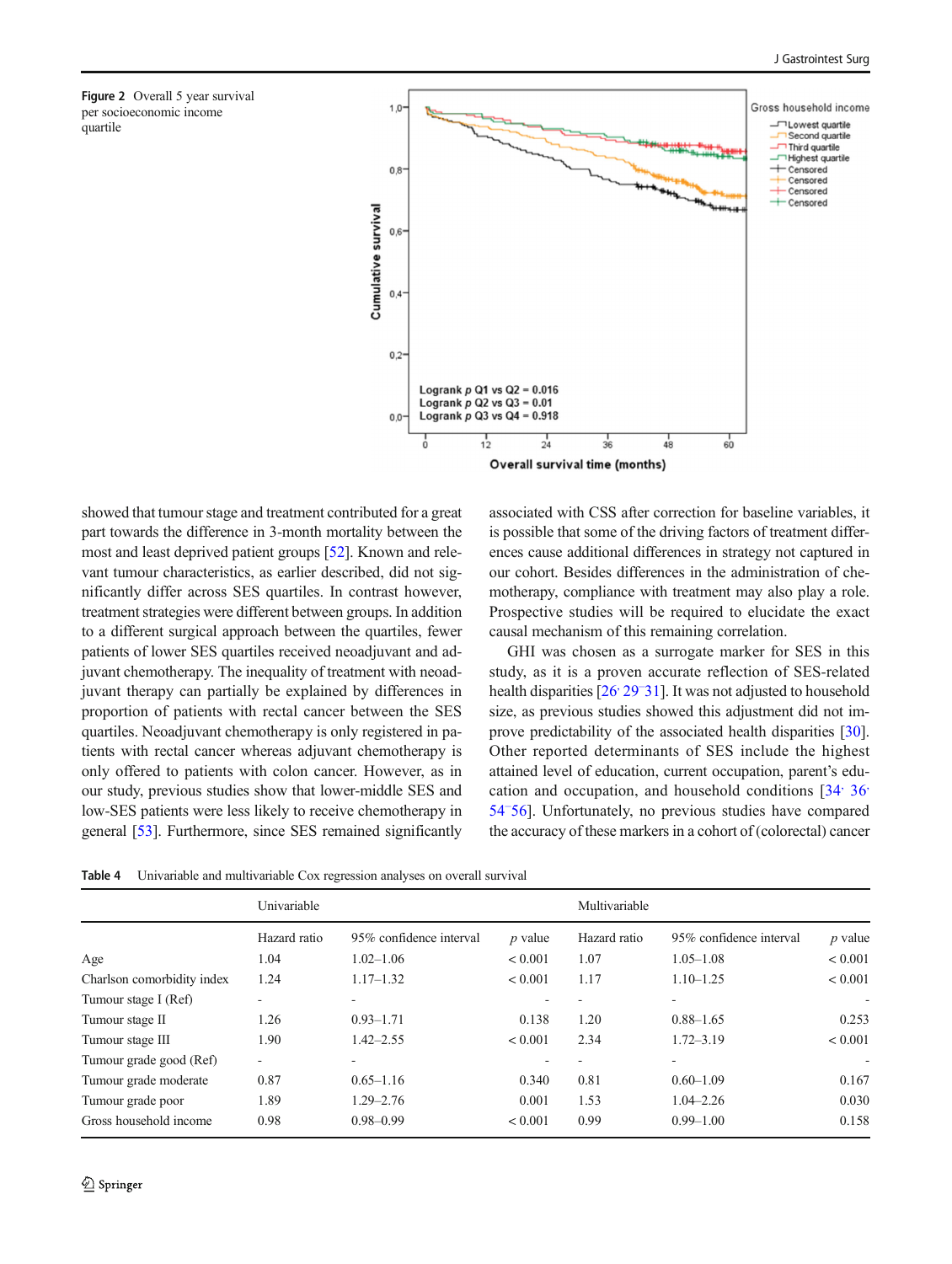**Figure 2** Overall 5 year survival per socioeconomic income quartile

showed that tumour stage and treatment contributed for a great part towards the difference in 3-month mortality between the most and least deprived patient groups [52]. Known and relevant tumour characteristics, as earlier described, did not significantly differ across SES quartiles. In contrast however, treatment strategies were different between groups. In addition to a different surgical approach between the quartiles, fewer patients of lower SES quartiles received neoadjuvant and adjuvant chemotherapy. The inequality of treatment with neoadjuvant therapy can partially be explained by differences in proportion of patients with rectal cancer between the SES quartiles. Neoadjuvant chemotherapy is only registered in patients with rectal cancer whereas adjuvant chemotherapy is only offered to patients with colon cancer. However, as in our study, previous studies show that lower-middle SES and low-SES patients were less likely to receive chemotherapy in general [53]. Furthermore, since SES remained significantly associated with CSS after correction for baseline variables, it is possible that some of the driving factors of treatment differences cause additional differences in strategy not captured in our cohort. Besides differences in the administration of chemotherapy, compliance with treatment may also play a role. Prospective studies will be required to elucidate the exact causal mechanism of this remaining correlation.

GHI was chosen as a surrogate marker for SES in this study, as it is a proven accurate reflection of SES-related health disparities [26, 29–31]. It was not adjusted to household size, as previous studies showed this adjustment did not improve predictability of the associated health disparities [30]. Other reported determinants of SES include the highest attained level of education, current occupation, parent's education and occupation, and household conditions [34, 36, 54–56]. Unfortunately, no previous studies have compared the accuracy of these markers in a cohort of (colorectal) cancer

**Table 4** Univariable and multivariable Cox regression analyses on overall survival

| | Univariable | | | Multivariable | | |
|---|---|---|---|---|---|---|
| | Hazard ratio | 95% confidence interval | *p* value | Hazard ratio | 95% confidence interval | *p* value |
| Age | 1.04 | 1.02–1.06 | < 0.001 | 1.07 | 1.05–1.08 | < 0.001 |
| Charlson comorbidity index | 1.24 | 1.17–1.32 | < 0.001 | 1.17 | 1.10–1.25 | < 0.001 |
| Tumour stage I (Ref) | - | - | - | - | - | - |
| Tumour stage II | 1.26 | 0.93–1.71 | 0.138 | 1.20 | 0.88–1.65 | 0.253 |
| Tumour stage III | 1.90 | 1.42–2.55 | < 0.001 | 2.34 | 1.72–3.19 | < 0.001 |
| Tumour grade good (Ref) | - | - | - | - | - | - |
| Tumour grade moderate | 0.87 | 0.65–1.16 | 0.340 | 0.81 | 0.60–1.09 | 0.167 |
| Tumour grade poor | 1.89 | 1.29–2.76 | 0.001 | 1.53 | 1.04–2.26 | 0.030 |
| Gross household income | 0.98 | 0.98–0.99 | < 0.001 | 0.99 | 0.99–1.00 | 0.158 |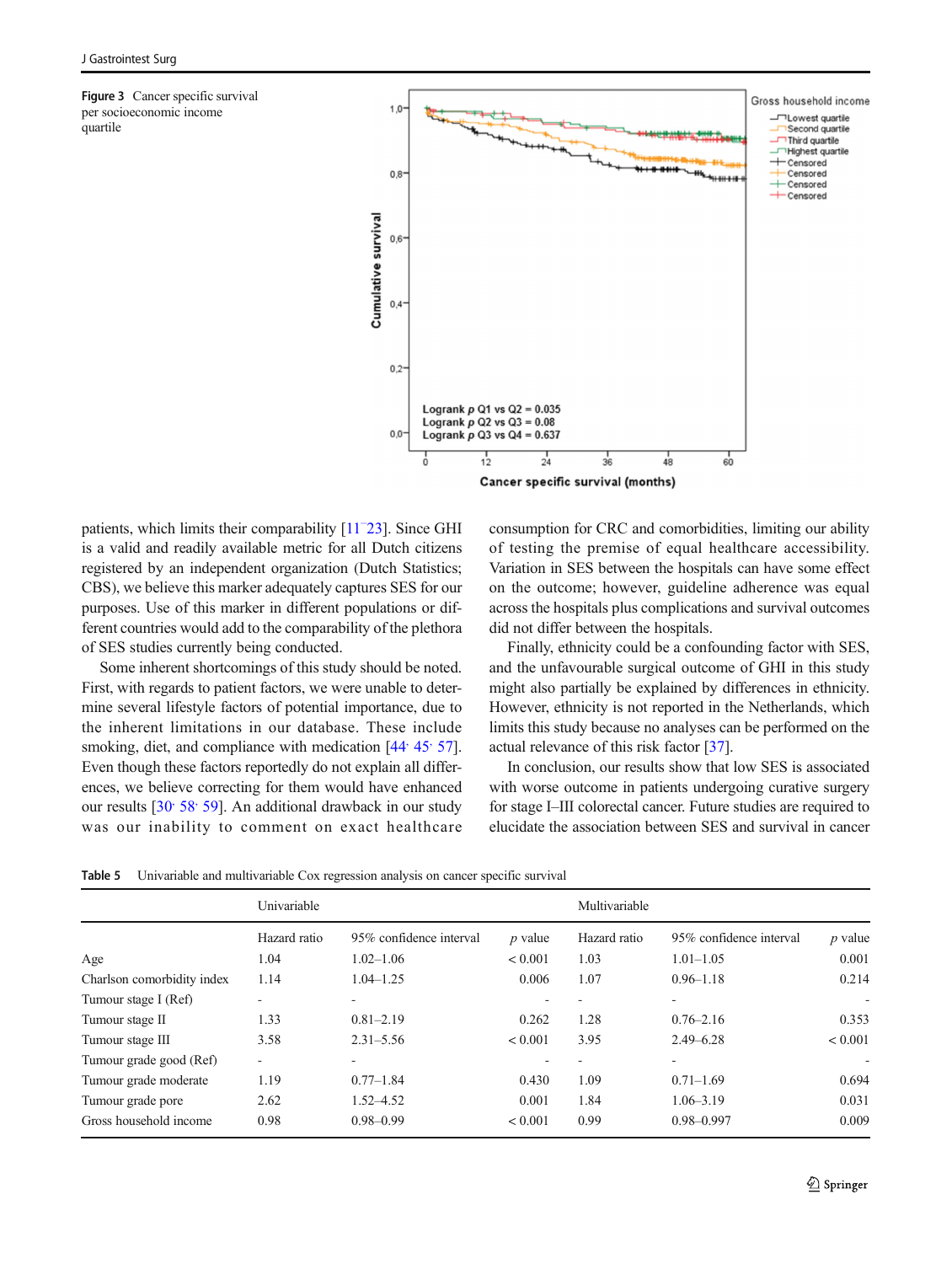**Figure 3** Cancer specific survival per socioeconomic income quartile

patients, which limits their comparability [11–23]. Since GHI is a valid and readily available metric for all Dutch citizens registered by an independent organization (Dutch Statistics; CBS), we believe this marker adequately captures SES for our purposes. Use of this marker in different populations or different countries would add to the comparability of the plethora of SES studies currently being conducted.

Some inherent shortcomings of this study should be noted. First, with regards to patient factors, we were unable to determine several lifestyle factors of potential importance, due to the inherent limitations in our database. These include smoking, diet, and compliance with medication [44, 45, 57]. Even though these factors reportedly do not explain all differences, we believe correcting for them would have enhanced our results [30, 58, 59]. An additional drawback in our study was our inability to comment on exact healthcare consumption for CRC and comorbidities, limiting our ability of testing the premise of equal healthcare accessibility. Variation in SES between the hospitals can have some effect on the outcome; however, guideline adherence was equal across the hospitals plus complications and survival outcomes did not differ between the hospitals.

Finally, ethnicity could be a confounding factor with SES, and the unfavourable surgical outcome of GHI in this study might also partially be explained by differences in ethnicity. However, ethnicity is not reported in the Netherlands, which limits this study because no analyses can be performed on the actual relevance of this risk factor [37].

In conclusion, our results show that low SES is associated with worse outcome in patients undergoing curative surgery for stage I–III colorectal cancer. Future studies are required to elucidate the association between SES and survival in cancer

**Table 5** Univariable and multivariable Cox regression analysis on cancer specific survival

| | Univariable | | | Multivariable | | |
|---|---|---|---|---|---|---|
| | Hazard ratio | 95% confidence interval | *p* value | Hazard ratio | 95% confidence interval | *p* value |
| Age | 1.04 | 1.02–1.06 | < 0.001 | 1.03 | 1.01–1.05 | 0.001 |
| Charlson comorbidity index | 1.14 | 1.04–1.25 | 0.006 | 1.07 | 0.96–1.18 | 0.214 |
| Tumour stage I (Ref) | - | - | - | - | - | - |
| Tumour stage II | 1.33 | 0.81–2.19 | 0.262 | 1.28 | 0.76–2.16 | 0.353 |
| Tumour stage III | 3.58 | 2.31–5.56 | < 0.001 | 3.95 | 2.49–6.28 | < 0.001 |
| Tumour grade good (Ref) | - | - | - | - | - | - |
| Tumour grade moderate | 1.19 | 0.77–1.84 | 0.430 | 1.09 | 0.71–1.69 | 0.694 |
| Tumour grade pore | 2.62 | 1.52–4.52 | 0.001 | 1.84 | 1.06–3.19 | 0.031 |
| Gross household income | 0.98 | 0.98–0.99 | < 0.001 | 0.99 | 0.98–0.997 | 0.009 |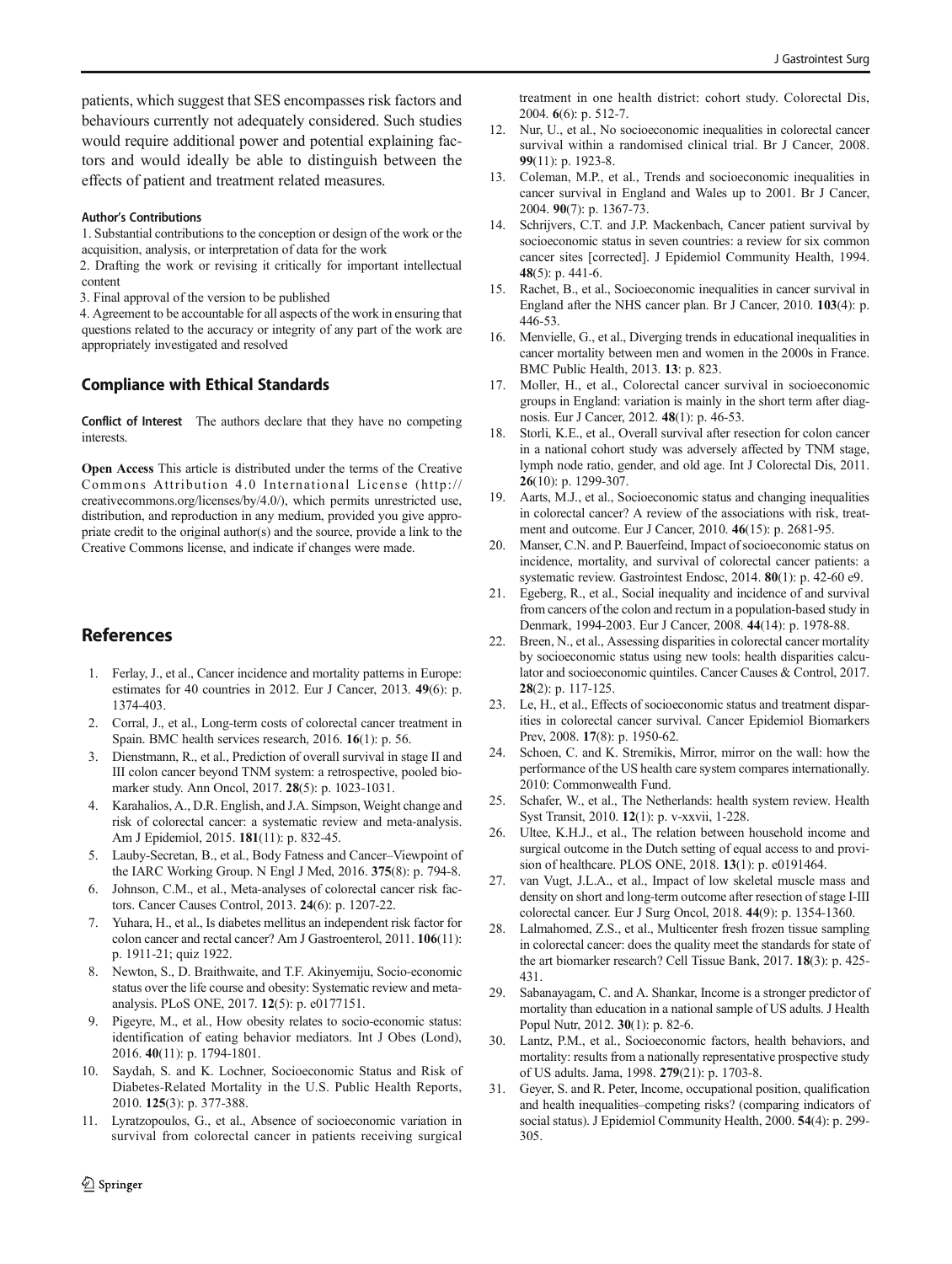patients, which suggest that SES encompasses risk factors and behaviours currently not adequately considered. Such studies would require additional power and potential explaining factors and would ideally be able to distinguish between the effects of patient and treatment related measures.

**Author's Contributions**

1. Substantial contributions to the conception or design of the work or the acquisition, analysis, or interpretation of data for the work
2. Drafting the work or revising it critically for important intellectual content
3. Final approval of the version to be published
4. Agreement to be accountable for all aspects of the work in ensuring that questions related to the accuracy or integrity of any part of the work are appropriately investigated and resolved

## Compliance with Ethical Standards

**Conflict of Interest** The authors declare that they have no competing interests.

**Open Access** This article is distributed under the terms of the Creative Commons Attribution 4.0 International License (http://creativecommons.org/licenses/by/4.0/), which permits unrestricted use, distribution, and reproduction in any medium, provided you give appropriate credit to the original author(s) and the source, provide a link to the Creative Commons license, and indicate if changes were made.

## References

1. Ferlay, J., et al., Cancer incidence and mortality patterns in Europe: estimates for 40 countries in 2012. Eur J Cancer, 2013. **49**(6): p. 1374-403.
2. Corral, J., et al., Long-term costs of colorectal cancer treatment in Spain. BMC health services research, 2016. **16**(1): p. 56.
3. Dienstmann, R., et al., Prediction of overall survival in stage II and III colon cancer beyond TNM system: a retrospective, pooled biomarker study. Ann Oncol, 2017. **28**(5): p. 1023-1031.
4. Karahalios, A., D.R. English, and J.A. Simpson, Weight change and risk of colorectal cancer: a systematic review and meta-analysis. Am J Epidemiol, 2015. **181**(11): p. 832-45.
5. Lauby-Secretan, B., et al., Body Fatness and Cancer–Viewpoint of the IARC Working Group. N Engl J Med, 2016. **375**(8): p. 794-8.
6. Johnson, C.M., et al., Meta-analyses of colorectal cancer risk factors. Cancer Causes Control, 2013. **24**(6): p. 1207-22.
7. Yuhara, H., et al., Is diabetes mellitus an independent risk factor for colon cancer and rectal cancer? Am J Gastroenterol, 2011. **106**(11): p. 1911-21; quiz 1922.
8. Newton, S., D. Braithwaite, and T.F. Akinyemiju, Socio-economic status over the life course and obesity: Systematic review and meta-analysis. PLoS ONE, 2017. **12**(5): p. e0177151.
9. Pigeyre, M., et al., How obesity relates to socio-economic status: identification of eating behavior mediators. Int J Obes (Lond), 2016. **40**(11): p. 1794-1801.
10. Saydah, S. and K. Lochner, Socioeconomic Status and Risk of Diabetes-Related Mortality in the U.S. Public Health Reports, 2010. **125**(3): p. 377-388.
11. Lyratzopoulos, G., et al., Absence of socioeconomic variation in survival from colorectal cancer in patients receiving surgical treatment in one health district: cohort study. Colorectal Dis, 2004. **6**(6): p. 512-7.
12. Nur, U., et al., No socioeconomic inequalities in colorectal cancer survival within a randomised clinical trial. Br J Cancer, 2008. **99**(11): p. 1923-8.
13. Coleman, M.P., et al., Trends and socioeconomic inequalities in cancer survival in England and Wales up to 2001. Br J Cancer, 2004. **90**(7): p. 1367-73.
14. Schrijvers, C.T. and J.P. Mackenbach, Cancer patient survival by socioeconomic status in seven countries: a review for six common cancer sites [corrected]. J Epidemiol Community Health, 1994. **48**(5): p. 441-6.
15. Rachet, B., et al., Socioeconomic inequalities in cancer survival in England after the NHS cancer plan. Br J Cancer, 2010. **103**(4): p. 446-53.
16. Menvielle, G., et al., Diverging trends in educational inequalities in cancer mortality between men and women in the 2000s in France. BMC Public Health, 2013. **13**: p. 823.
17. Moller, H., et al., Colorectal cancer survival in socioeconomic groups in England: variation is mainly in the short term after diagnosis. Eur J Cancer, 2012. **48**(1): p. 46-53.
18. Storli, K.E., et al., Overall survival after resection for colon cancer in a national cohort study was adversely affected by TNM stage, lymph node ratio, gender, and old age. Int J Colorectal Dis, 2011. **26**(10): p. 1299-307.
19. Aarts, M.J., et al., Socioeconomic status and changing inequalities in colorectal cancer? A review of the associations with risk, treatment and outcome. Eur J Cancer, 2010. **46**(15): p. 2681-95.
20. Manser, C.N. and P. Bauerfeind, Impact of socioeconomic status on incidence, mortality, and survival of colorectal cancer patients: a systematic review. Gastrointest Endosc, 2014. **80**(1): p. 42-60 e9.
21. Egeberg, R., et al., Social inequality and incidence of and survival from cancers of the colon and rectum in a population-based study in Denmark, 1994-2003. Eur J Cancer, 2008. **44**(14): p. 1978-88.
22. Breen, N., et al., Assessing disparities in colorectal cancer mortality by socioeconomic status using new tools: health disparities calculator and socioeconomic quintiles. Cancer Causes & Control, 2017. **28**(2): p. 117-125.
23. Le, H., et al., Effects of socioeconomic status and treatment disparities in colorectal cancer survival. Cancer Epidemiol Biomarkers Prev, 2008. **17**(8): p. 1950-62.
24. Schoen, C. and K. Stremikis, Mirror, mirror on the wall: how the performance of the US health care system compares internationally. 2010: Commonwealth Fund.
25. Schafer, W., et al., The Netherlands: health system review. Health Syst Transit, 2010. **12**(1): p. v-xxvii, 1-228.
26. Ultee, K.H.J., et al., The relation between household income and surgical outcome in the Dutch setting of equal access to and provision of healthcare. PLOS ONE, 2018. **13**(1): p. e0191464.
27. van Vugt, J.L.A., et al., Impact of low skeletal muscle mass and density on short and long-term outcome after resection of stage I-III colorectal cancer. Eur J Surg Oncol, 2018. **44**(9): p. 1354-1360.
28. Lalmahomed, Z.S., et al., Multicenter fresh frozen tissue sampling in colorectal cancer: does the quality meet the standards for state of the art biomarker research? Cell Tissue Bank, 2017. **18**(3): p. 425-431.
29. Sabanayagam, C. and A. Shankar, Income is a stronger predictor of mortality than education in a national sample of US adults. J Health Popul Nutr, 2012. **30**(1): p. 82-6.
30. Lantz, P.M., et al., Socioeconomic factors, health behaviors, and mortality: results from a nationally representative prospective study of US adults. Jama, 1998. **279**(21): p. 1703-8.
31. Geyer, S. and R. Peter, Income, occupational position, qualification and health inequalities–competing risks? (comparing indicators of social status). J Epidemiol Community Health, 2000. **54**(4): p. 299-305.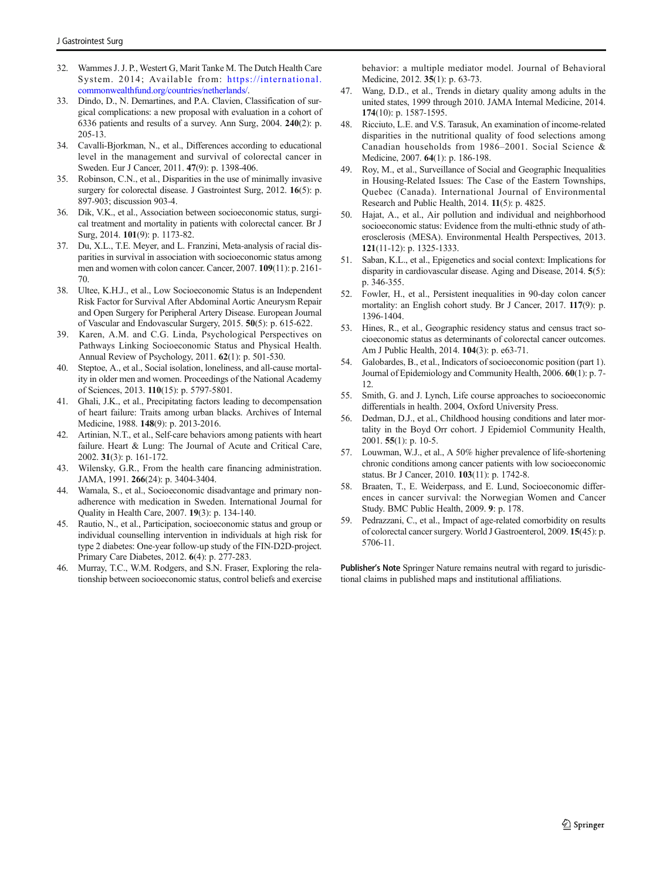32. Wammes J. J. P., Westert G, Marit Tanke M. The Dutch Health Care System. 2014; Available from: https://international.commonwealthfund.org/countries/netherlands/.
33. Dindo, D., N. Demartines, and P.A. Clavien, Classification of surgical complications: a new proposal with evaluation in a cohort of 6336 patients and results of a survey. Ann Surg, 2004. **240**(2): p. 205-13.
34. Cavalli-Bjorkman, N., et al., Differences according to educational level in the management and survival of colorectal cancer in Sweden. Eur J Cancer, 2011. **47**(9): p. 1398-406.
35. Robinson, C.N., et al., Disparities in the use of minimally invasive surgery for colorectal disease. J Gastrointest Surg, 2012. **16**(5): p. 897-903; discussion 903-4.
36. Dik, V.K., et al., Association between socioeconomic status, surgical treatment and mortality in patients with colorectal cancer. Br J Surg, 2014. **101**(9): p. 1173-82.
37. Du, X.L., T.E. Meyer, and L. Franzini, Meta-analysis of racial disparities in survival in association with socioeconomic status among men and women with colon cancer. Cancer, 2007. **109**(11): p. 2161-70.
38. Ultee, K.H.J., et al., Low Socioeconomic Status is an Independent Risk Factor for Survival After Abdominal Aortic Aneurysm Repair and Open Surgery for Peripheral Artery Disease. European Journal of Vascular and Endovascular Surgery, 2015. **50**(5): p. 615-622.
39. Karen, A.M. and C.G. Linda, Psychological Perspectives on Pathways Linking Socioeconomic Status and Physical Health. Annual Review of Psychology, 2011. **62**(1): p. 501-530.
40. Steptoe, A., et al., Social isolation, loneliness, and all-cause mortality in older men and women. Proceedings of the National Academy of Sciences, 2013. **110**(15): p. 5797-5801.
41. Ghali, J.K., et al., Precipitating factors leading to decompensation of heart failure: Traits among urban blacks. Archives of Internal Medicine, 1988. **148**(9): p. 2013-2016.
42. Artinian, N.T., et al., Self-care behaviors among patients with heart failure. Heart & Lung: The Journal of Acute and Critical Care, 2002. **31**(3): p. 161-172.
43. Wilensky, G.R., From the health care financing administration. JAMA, 1991. **266**(24): p. 3404-3404.
44. Wamala, S., et al., Socioeconomic disadvantage and primary non-adherence with medication in Sweden. International Journal for Quality in Health Care, 2007. **19**(3): p. 134-140.
45. Rautio, N., et al., Participation, socioeconomic status and group or individual counselling intervention in individuals at high risk for type 2 diabetes: One-year follow-up study of the FIN-D2D-project. Primary Care Diabetes, 2012. **6**(4): p. 277-283.
46. Murray, T.C., W.M. Rodgers, and S.N. Fraser, Exploring the relationship between socioeconomic status, control beliefs and exercise behavior: a multiple mediator model. Journal of Behavioral Medicine, 2012. **35**(1): p. 63-73.
47. Wang, D.D., et al., Trends in dietary quality among adults in the united states, 1999 through 2010. JAMA Internal Medicine, 2014. **174**(10): p. 1587-1595.
48. Ricciuto, L.E. and V.S. Tarasuk, An examination of income-related disparities in the nutritional quality of food selections among Canadian households from 1986–2001. Social Science & Medicine, 2007. **64**(1): p. 186-198.
49. Roy, M., et al., Surveillance of Social and Geographic Inequalities in Housing-Related Issues: The Case of the Eastern Townships, Quebec (Canada). International Journal of Environmental Research and Public Health, 2014. **11**(5): p. 4825.
50. Hajat, A., et al., Air pollution and individual and neighborhood socioeconomic status: Evidence from the multi-ethnic study of atherosclerosis (MESA). Environmental Health Perspectives, 2013. **121**(11-12): p. 1325-1333.
51. Saban, K.L., et al., Epigenetics and social context: Implications for disparity in cardiovascular disease. Aging and Disease, 2014. **5**(5): p. 346-355.
52. Fowler, H., et al., Persistent inequalities in 90-day colon cancer mortality: an English cohort study. Br J Cancer, 2017. **117**(9): p. 1396-1404.
53. Hines, R., et al., Geographic residency status and census tract socioeconomic status as determinants of colorectal cancer outcomes. Am J Public Health, 2014. **104**(3): p. e63-71.
54. Galobardes, B., et al., Indicators of socioeconomic position (part 1). Journal of Epidemiology and Community Health, 2006. **60**(1): p. 7-12.
55. Smith, G. and J. Lynch, Life course approaches to socioeconomic differentials in health. 2004, Oxford University Press.
56. Dedman, D.J., et al., Childhood housing conditions and later mortality in the Boyd Orr cohort. J Epidemiol Community Health, 2001. **55**(1): p. 10-5.
57. Louwman, W.J., et al., A 50% higher prevalence of life-shortening chronic conditions among cancer patients with low socioeconomic status. Br J Cancer, 2010. **103**(11): p. 1742-8.
58. Braaten, T., E. Weiderpass, and E. Lund, Socioeconomic differences in cancer survival: the Norwegian Women and Cancer Study. BMC Public Health, 2009. **9**: p. 178.
59. Pedrazzani, C., et al., Impact of age-related comorbidity on results of colorectal cancer surgery. World J Gastroenterol, 2009. **15**(45): p. 5706-11.

**Publisher's Note** Springer Nature remains neutral with regard to jurisdictional claims in published maps and institutional affiliations.